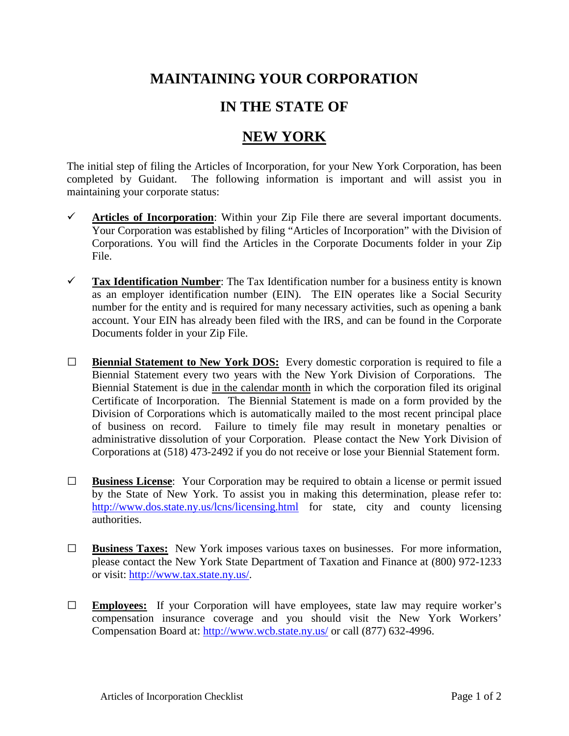# MAINTAINING YOUR CORPORATION

# IN THE STATE OF

# NEW YORK

The initial step of filing the Articles of Incorporation, for your New York Corporation, has been completed by Guidant. The following information is important and will assist you in maintaining your corporate status:

- ✓ **Articles of Incorporation**: Within your Zip File there are several important documents. Your Corporation was established by filing "Articles of Incorporation" with the Division of Corporations. You will find the Articles in the Corporate Documents folder in your Zip File.

- ✓ **Tax Identification Number**: The Tax Identification number for a business entity is known as an employer identification number (EIN). The EIN operates like a Social Security number for the entity and is required for many necessary activities, such as opening a bank account. Your EIN has already been filed with the IRS, and can be found in the Corporate Documents folder in your Zip File.

- ☐ **Biennial Statement to New York DOS:** Every domestic corporation is required to file a Biennial Statement every two years with the New York Division of Corporations. The Biennial Statement is due in the calendar month in which the corporation filed its original Certificate of Incorporation. The Biennial Statement is made on a form provided by the Division of Corporations which is automatically mailed to the most recent principal place of business on record. Failure to timely file may result in monetary penalties or administrative dissolution of your Corporation. Please contact the New York Division of Corporations at (518) 473-2492 if you do not receive or lose your Biennial Statement form.

- ☐ **Business License**: Your Corporation may be required to obtain a license or permit issued by the State of New York. To assist you in making this determination, please refer to: http://www.dos.state.ny.us/lcns/licensing.html for state, city and county licensing authorities.

- ☐ **Business Taxes:** New York imposes various taxes on businesses. For more information, please contact the New York State Department of Taxation and Finance at (800) 972-1233 or visit: http://www.tax.state.ny.us/.

- ☐ **Employees:** If your Corporation will have employees, state law may require worker's compensation insurance coverage and you should visit the New York Workers' Compensation Board at: http://www.wcb.state.ny.us/ or call (877) 632-4996.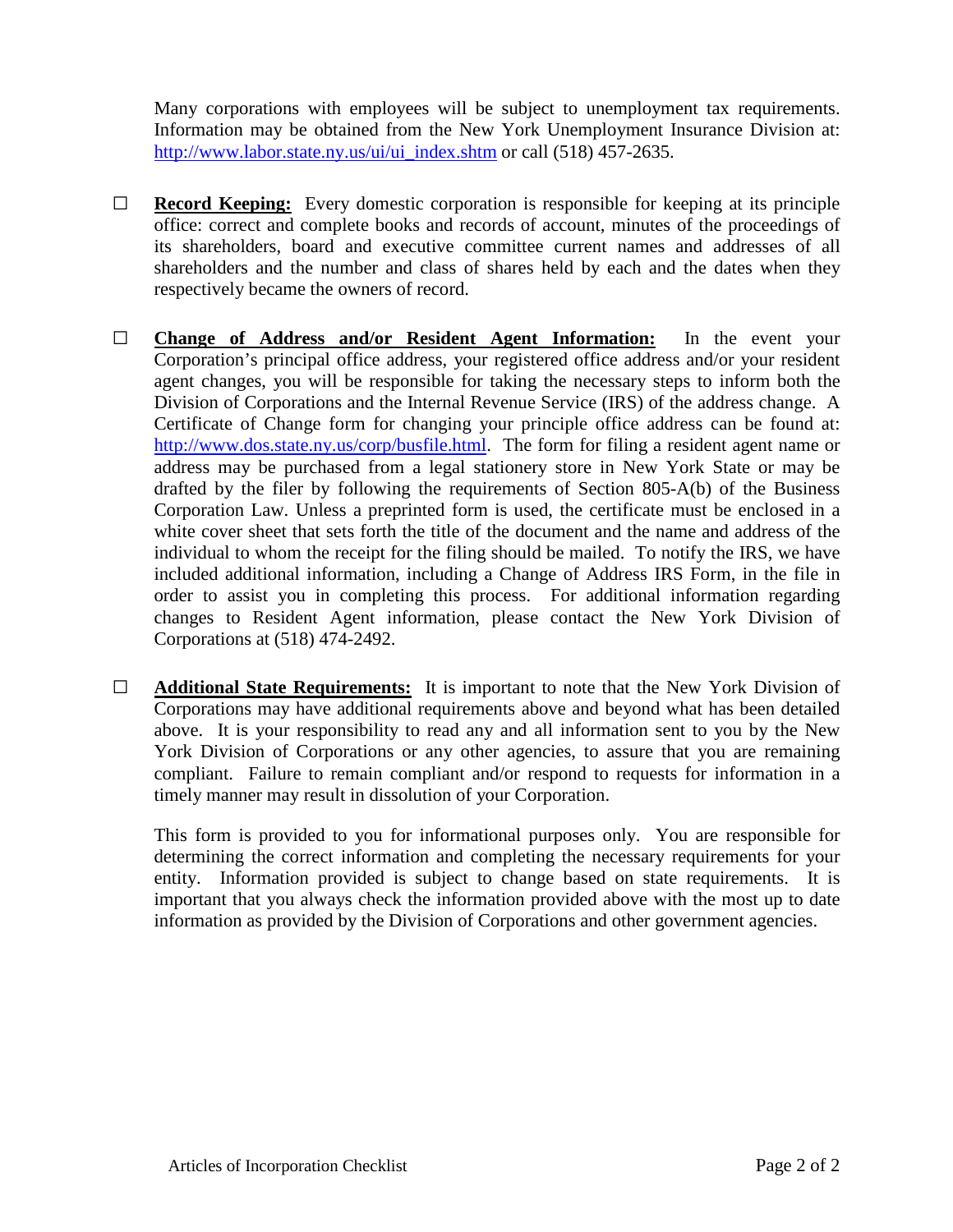Many corporations with employees will be subject to unemployment tax requirements. Information may be obtained from the New York Unemployment Insurance Division at: http://www.labor.state.ny.us/ui/ui_index.shtm or call (518) 457-2635.

- ☐ **Record Keeping:** Every domestic corporation is responsible for keeping at its principle office: correct and complete books and records of account, minutes of the proceedings of its shareholders, board and executive committee current names and addresses of all shareholders and the number and class of shares held by each and the dates when they respectively became the owners of record.

- ☐ **Change of Address and/or Resident Agent Information:** In the event your Corporation's principal office address, your registered office address and/or your resident agent changes, you will be responsible for taking the necessary steps to inform both the Division of Corporations and the Internal Revenue Service (IRS) of the address change. A Certificate of Change form for changing your principle office address can be found at: http://www.dos.state.ny.us/corp/busfile.html. The form for filing a resident agent name or address may be purchased from a legal stationery store in New York State or may be drafted by the filer by following the requirements of Section 805-A(b) of the Business Corporation Law. Unless a preprinted form is used, the certificate must be enclosed in a white cover sheet that sets forth the title of the document and the name and address of the individual to whom the receipt for the filing should be mailed. To notify the IRS, we have included additional information, including a Change of Address IRS Form, in the file in order to assist you in completing this process. For additional information regarding changes to Resident Agent information, please contact the New York Division of Corporations at (518) 474-2492.

- ☐ **Additional State Requirements:** It is important to note that the New York Division of Corporations may have additional requirements above and beyond what has been detailed above. It is your responsibility to read any and all information sent to you by the New York Division of Corporations or any other agencies, to assure that you are remaining compliant. Failure to remain compliant and/or respond to requests for information in a timely manner may result in dissolution of your Corporation.

This form is provided to you for informational purposes only. You are responsible for determining the correct information and completing the necessary requirements for your entity. Information provided is subject to change based on state requirements. It is important that you always check the information provided above with the most up to date information as provided by the Division of Corporations and other government agencies.